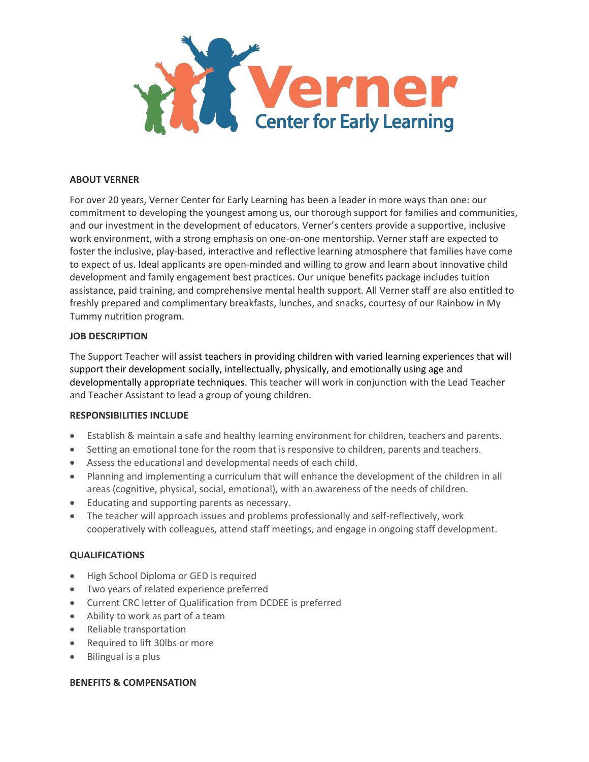Verner Center for Early Learning

**ABOUT VERNER**

For over 20 years, Verner Center for Early Learning has been a leader in more ways than one: our commitment to developing the youngest among us, our thorough support for families and communities, and our investment in the development of educators. Verner's centers provide a supportive, inclusive work environment, with a strong emphasis on one-on-one mentorship. Verner staff are expected to foster the inclusive, play-based, interactive and reflective learning atmosphere that families have come to expect of us. Ideal applicants are open-minded and willing to grow and learn about innovative child development and family engagement best practices. Our unique benefits package includes tuition assistance, paid training, and comprehensive mental health support. All Verner staff are also entitled to freshly prepared and complimentary breakfasts, lunches, and snacks, courtesy of our Rainbow in My Tummy nutrition program.

**JOB DESCRIPTION**

The Support Teacher will assist teachers in providing children with varied learning experiences that will support their development socially, intellectually, physically, and emotionally using age and developmentally appropriate techniques. This teacher will work in conjunction with the Lead Teacher and Teacher Assistant to lead a group of young children.

**RESPONSIBILITIES INCLUDE**

- Establish & maintain a safe and healthy learning environment for children, teachers and parents.
- Setting an emotional tone for the room that is responsive to children, parents and teachers.
- Assess the educational and developmental needs of each child.
- Planning and implementing a curriculum that will enhance the development of the children in all areas (cognitive, physical, social, emotional), with an awareness of the needs of children.
- Educating and supporting parents as necessary.
- The teacher will approach issues and problems professionally and self-reflectively, work cooperatively with colleagues, attend staff meetings, and engage in ongoing staff development.

**QUALIFICATIONS**

- High School Diploma or GED is required
- Two years of related experience preferred
- Current CRC letter of Qualification from DCDEE is preferred
- Ability to work as part of a team
- Reliable transportation
- Required to lift 30lbs or more
- Bilingual is a plus

**BENEFITS & COMPENSATION**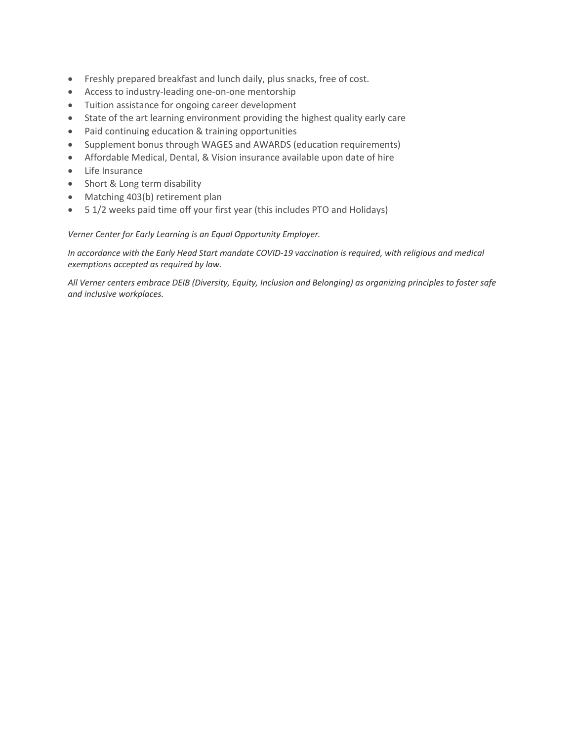- Freshly prepared breakfast and lunch daily, plus snacks, free of cost.
- Access to industry-leading one-on-one mentorship
- Tuition assistance for ongoing career development
- State of the art learning environment providing the highest quality early care
- Paid continuing education & training opportunities
- Supplement bonus through WAGES and AWARDS (education requirements)
- Affordable Medical, Dental, & Vision insurance available upon date of hire
- Life Insurance
- Short & Long term disability
- Matching 403(b) retirement plan
- 5 1/2 weeks paid time off your first year (this includes PTO and Holidays)

*Verner Center for Early Learning is an Equal Opportunity Employer.*

*In accordance with the Early Head Start mandate COVID-19 vaccination is required, with religious and medical exemptions accepted as required by law.*

*All Verner centers embrace DEIB (Diversity, Equity, Inclusion and Belonging) as organizing principles to foster safe and inclusive workplaces.*